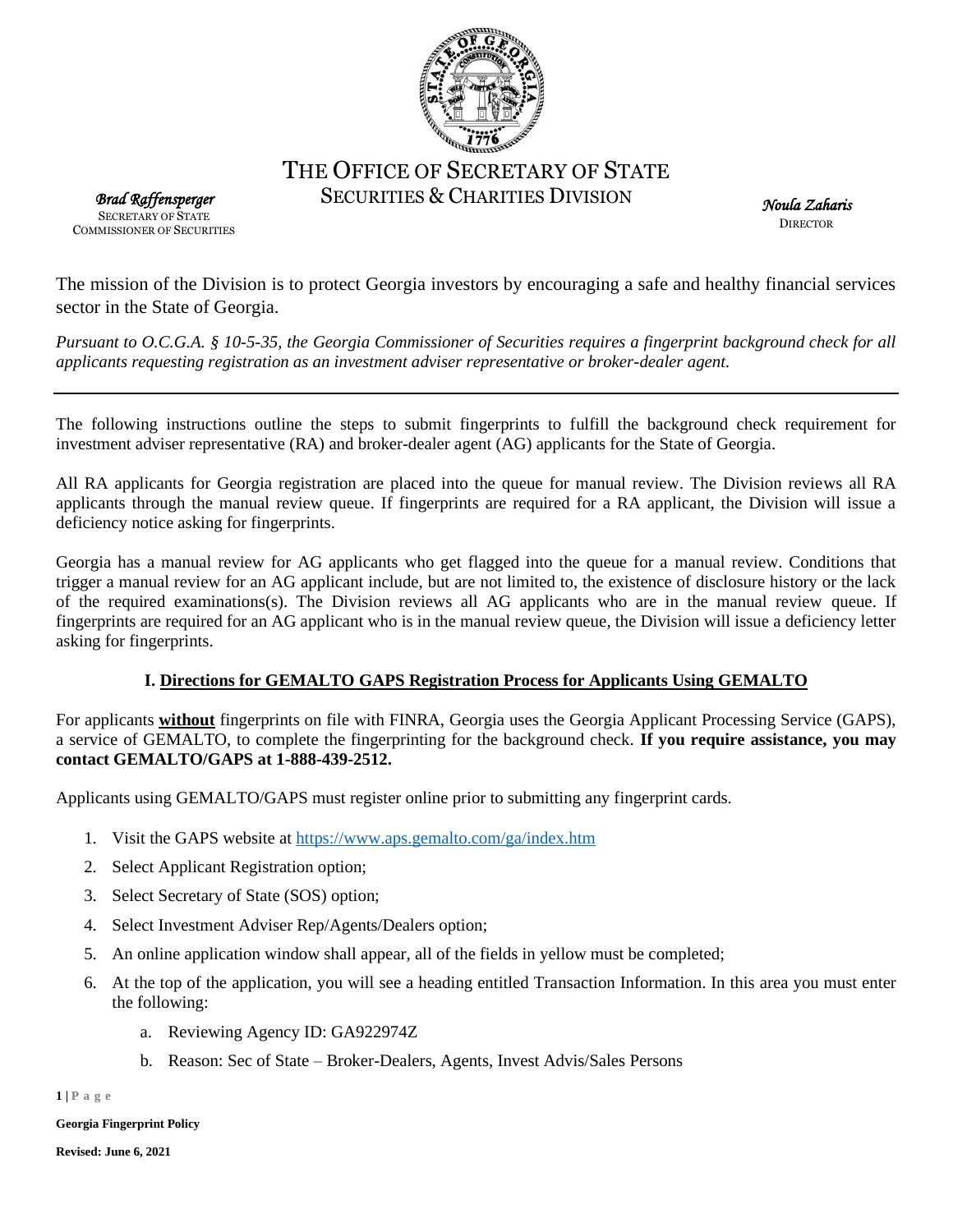# THE OFFICE OF SECRETARY OF STATE
## SECURITIES & CHARITIES DIVISION

*Brad Raffensperger*
SECRETARY OF STATE
COMMISSIONER OF SECURITIES

*Noula Zaharis*
DIRECTOR

The mission of the Division is to protect Georgia investors by encouraging a safe and healthy financial services sector in the State of Georgia.

*Pursuant to O.C.G.A. § 10-5-35, the Georgia Commissioner of Securities requires a fingerprint background check for all applicants requesting registration as an investment adviser representative or broker-dealer agent.*

---

The following instructions outline the steps to submit fingerprints to fulfill the background check requirement for investment adviser representative (RA) and broker-dealer agent (AG) applicants for the State of Georgia.

All RA applicants for Georgia registration are placed into the queue for manual review. The Division reviews all RA applicants through the manual review queue. If fingerprints are required for a RA applicant, the Division will issue a deficiency notice asking for fingerprints.

Georgia has a manual review for AG applicants who get flagged into the queue for a manual review. Conditions that trigger a manual review for an AG applicant include, but are not limited to, the existence of disclosure history or the lack of the required examinations(s). The Division reviews all AG applicants who are in the manual review queue. If fingerprints are required for an AG applicant who is in the manual review queue, the Division will issue a deficiency letter asking for fingerprints.

### I. Directions for GEMALTO GAPS Registration Process for Applicants Using GEMALTO

For applicants **without** fingerprints on file with FINRA, Georgia uses the Georgia Applicant Processing Service (GAPS), a service of GEMALTO, to complete the fingerprinting for the background check. **If you require assistance, you may contact GEMALTO/GAPS at 1-888-439-2512.**

Applicants using GEMALTO/GAPS must register online prior to submitting any fingerprint cards.

1. Visit the GAPS website at https://www.aps.gemalto.com/ga/index.htm
2. Select Applicant Registration option;
3. Select Secretary of State (SOS) option;
4. Select Investment Adviser Rep/Agents/Dealers option;
5. An online application window shall appear, all of the fields in yellow must be completed;
6. At the top of the application, you will see a heading entitled Transaction Information. In this area you must enter the following:
   a. Reviewing Agency ID: GA922974Z
   b. Reason: Sec of State – Broker-Dealers, Agents, Invest Advis/Sales Persons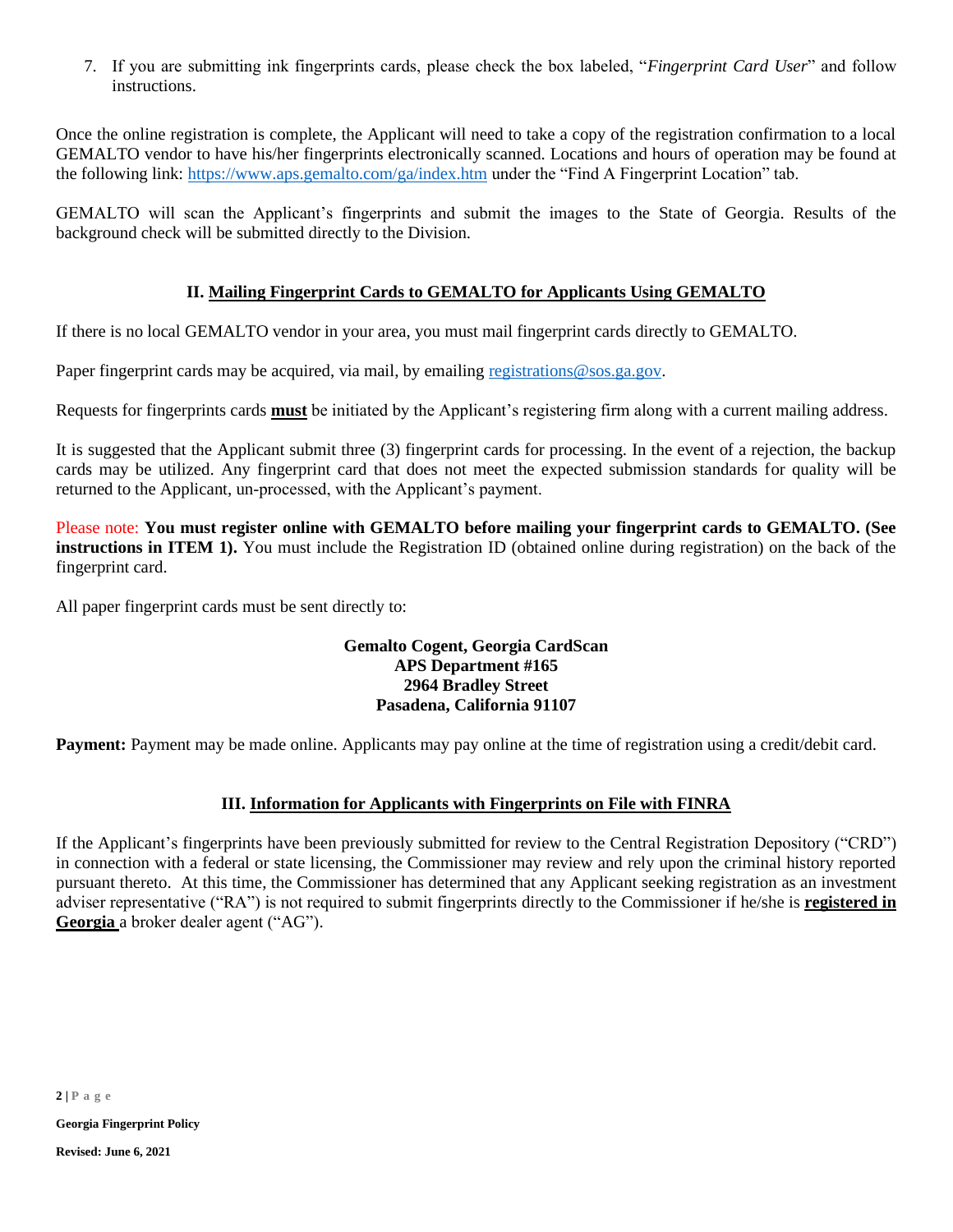7. If you are submitting ink fingerprints cards, please check the box labeled, "*Fingerprint Card User*" and follow instructions.

Once the online registration is complete, the Applicant will need to take a copy of the registration confirmation to a local GEMALTO vendor to have his/her fingerprints electronically scanned. Locations and hours of operation may be found at the following link: https://www.aps.gemalto.com/ga/index.htm under the "Find A Fingerprint Location" tab.

GEMALTO will scan the Applicant's fingerprints and submit the images to the State of Georgia. Results of the background check will be submitted directly to the Division.

## II. Mailing Fingerprint Cards to GEMALTO for Applicants Using GEMALTO

If there is no local GEMALTO vendor in your area, you must mail fingerprint cards directly to GEMALTO.

Paper fingerprint cards may be acquired, via mail, by emailing registrations@sos.ga.gov.

Requests for fingerprints cards **must** be initiated by the Applicant's registering firm along with a current mailing address.

It is suggested that the Applicant submit three (3) fingerprint cards for processing. In the event of a rejection, the backup cards may be utilized. Any fingerprint card that does not meet the expected submission standards for quality will be returned to the Applicant, un-processed, with the Applicant's payment.

Please note: **You must register online with GEMALTO before mailing your fingerprint cards to GEMALTO. (See instructions in ITEM 1).** You must include the Registration ID (obtained online during registration) on the back of the fingerprint card.

All paper fingerprint cards must be sent directly to:

**Gemalto Cogent, Georgia CardScan**
**APS Department #165**
**2964 Bradley Street**
**Pasadena, California 91107**

**Payment:** Payment may be made online. Applicants may pay online at the time of registration using a credit/debit card.

## III. Information for Applicants with Fingerprints on File with FINRA

If the Applicant's fingerprints have been previously submitted for review to the Central Registration Depository ("CRD") in connection with a federal or state licensing, the Commissioner may review and rely upon the criminal history reported pursuant thereto. At this time, the Commissioner has determined that any Applicant seeking registration as an investment adviser representative ("RA") is not required to submit fingerprints directly to the Commissioner if he/she is **registered in Georgia** a broker dealer agent ("AG").